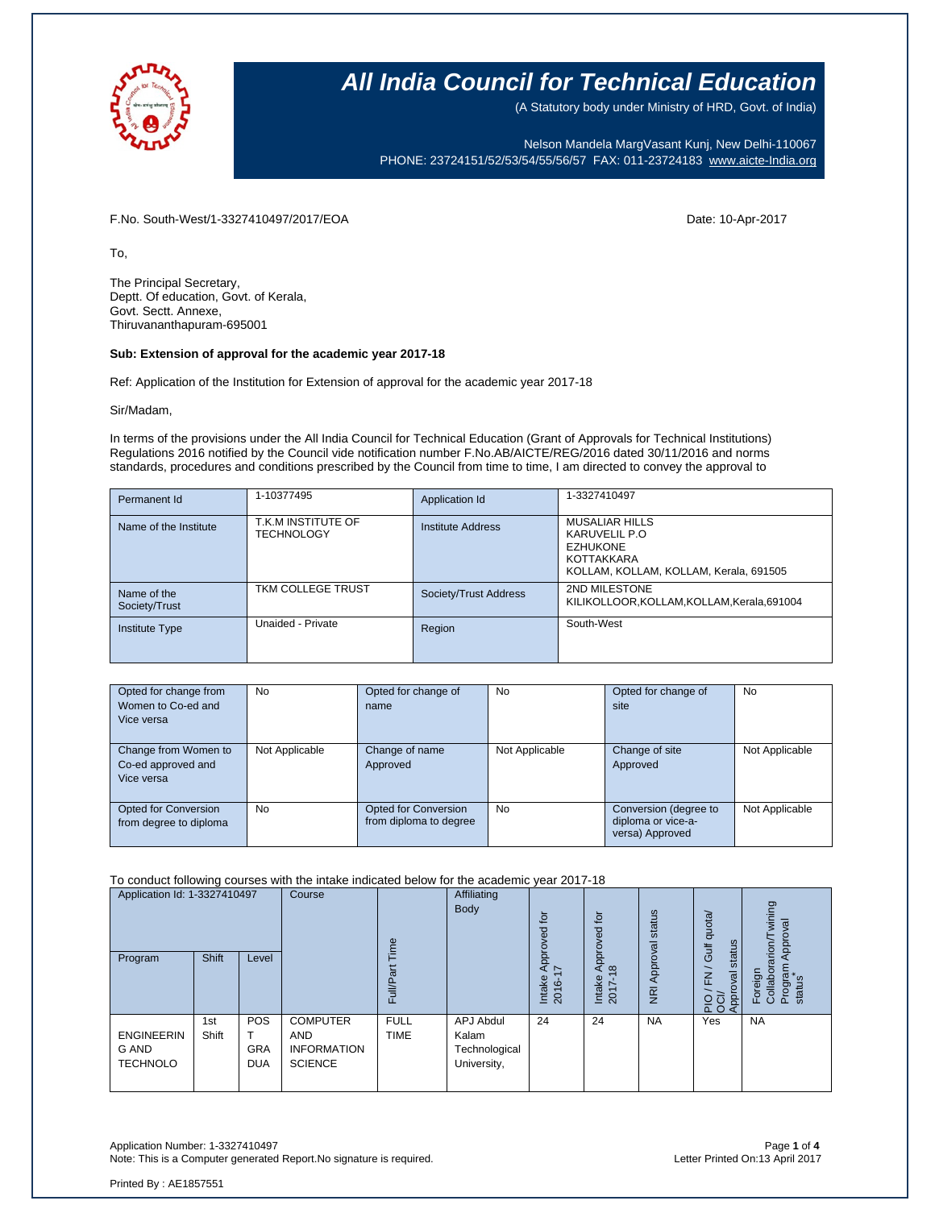# All India Council for Technical Education

(A Statutory body under Ministry of HRD, Govt. of India)

Nelson Mandela MargVasant Kunj, New Delhi-110067
PHONE: 23724151/52/53/54/55/56/57 FAX: 011-23724183 www.aicte-India.org

F.No. South-West/1-3327410497/2017/EOA

Date: 10-Apr-2017

To,

The Principal Secretary,
Deptt. Of education, Govt. of Kerala,
Govt. Sectt. Annexe,
Thiruvananthapuram-695001

**Sub: Extension of approval for the academic year 2017-18**

Ref: Application of the Institution for Extension of approval for the academic year 2017-18

Sir/Madam,

In terms of the provisions under the All India Council for Technical Education (Grant of Approvals for Technical Institutions) Regulations 2016 notified by the Council vide notification number F.No.AB/AICTE/REG/2016 dated 30/11/2016 and norms standards, procedures and conditions prescribed by the Council from time to time, I am directed to convey the approval to

| Permanent Id | 1-10377495 | Application Id | 1-3327410497 |
|---|---|---|---|
| Name of the Institute | T.K.M INSTITUTE OF TECHNOLOGY | Institute Address | MUSALIAR HILLS KARUVELIL P.O EZHUKONE KOTTAKKARA KOLLAM, KOLLAM, KOLLAM, Kerala, 691505 |
| Name of the Society/Trust | TKM COLLEGE TRUST | Society/Trust Address | 2ND MILESTONE KILIKOLLOOR,KOLLAM,KOLLAM,Kerala,691004 |
| Institute Type | Unaided - Private | Region | South-West |

| Opted for change from Women to Co-ed and Vice versa | No | Opted for change of name | No | Opted for change of site | No |
|---|---|---|---|---|---|
| Change from Women to Co-ed approved and Vice versa | Not Applicable | Change of name Approved | Not Applicable | Change of site Approved | Not Applicable |
| Opted for Conversion from degree to diploma | No | Opted for Conversion from diploma to degree | No | Conversion (degree to diploma or vice-a-versa) Approved | Not Applicable |

To conduct following courses with the intake indicated below for the academic year 2017-18

| Application Id: 1-3327410497 | | | Course | Full/Part Time | Affiliating Body | Intake Approved for 2016-17 | Intake Approved for 2017-18 | NRI Approval status | PIO / FN / Gulf quota/ OCI/ Approval status | Foreign Collaboration/Twining Program Approval status* |
|---|---|---|---|---|---|---|---|---|---|---|
| Program | Shift | Level | | | | | | | | |
| ENGINEERING AND TECHNOLOGY | 1st Shift | POST GRADUATE | COMPUTER AND INFORMATION SCIENCE | FULL TIME | APJ Abdul Kalam Technological University, | 24 | 24 | NA | Yes | NA |

Application Number: 1-3327410497
Note: This is a Computer generated Report.No signature is required.

Letter Printed On:13 April 2017

Printed By : AE1857551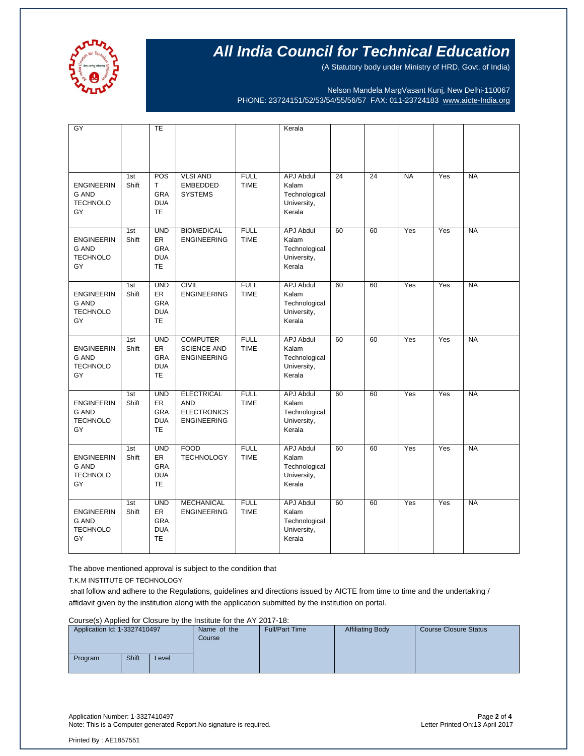# All India Council for Technical Education

(A Statutory body under Ministry of HRD, Govt. of India)

Nelson Mandela MargVasant Kunj, New Delhi-110067
PHONE: 23724151/52/53/54/55/56/57 FAX: 011-23724183 www.aicte-India.org

| | | | | | | | | | | |
|---|---|---|---|---|---|---|---|---|---|---|
| GY | | TE | | | Kerala | | | | | |
| ENGINEERING AND TECHNOLOGY | 1st Shift | POST GRADUATE | VLSI AND EMBEDDED SYSTEMS | FULL TIME | APJ Abdul Kalam Technological University, Kerala | 24 | 24 | NA | Yes | NA |
| ENGINEERING AND TECHNOLOGY | 1st Shift | UNDER GRADUATE | BIOMEDICAL ENGINEERING | FULL TIME | APJ Abdul Kalam Technological University, Kerala | 60 | 60 | Yes | Yes | NA |
| ENGINEERING AND TECHNOLOGY | 1st Shift | UNDER GRADUATE | CIVIL ENGINEERING | FULL TIME | APJ Abdul Kalam Technological University, Kerala | 60 | 60 | Yes | Yes | NA |
| ENGINEERING AND TECHNOLOGY | 1st Shift | UNDER GRADUATE | COMPUTER SCIENCE AND ENGINEERING | FULL TIME | APJ Abdul Kalam Technological University, Kerala | 60 | 60 | Yes | Yes | NA |
| ENGINEERING AND TECHNOLOGY | 1st Shift | UNDER GRADUATE | ELECTRICAL AND ELECTRONICS ENGINEERING | FULL TIME | APJ Abdul Kalam Technological University, Kerala | 60 | 60 | Yes | Yes | NA |
| ENGINEERING AND TECHNOLOGY | 1st Shift | UNDER GRADUATE | FOOD TECHNOLOGY | FULL TIME | APJ Abdul Kalam Technological University, Kerala | 60 | 60 | Yes | Yes | NA |
| ENGINEERING AND TECHNOLOGY | 1st Shift | UNDER GRADUATE | MECHANICAL ENGINEERING | FULL TIME | APJ Abdul Kalam Technological University, Kerala | 60 | 60 | Yes | Yes | NA |

The above mentioned approval is subject to the condition that

T.K.M INSTITUTE OF TECHNOLOGY

shall follow and adhere to the Regulations, guidelines and directions issued by AICTE from time to time and the undertaking / affidavit given by the institution along with the application submitted by the institution on portal.

Course(s) Applied for Closure by the Institute for the AY 2017-18:

| Application Id: 1-3327410497 | | | Name of the Course | Full/Part Time | Affiliating Body | Course Closure Status |
|---|---|---|---|---|---|---|
| Program | Shift | Level | | | | |

Application Number: 1-3327410497
Note: This is a Computer generated Report.No signature is required.

Letter Printed On:13 April 2017

Printed By : AE1857551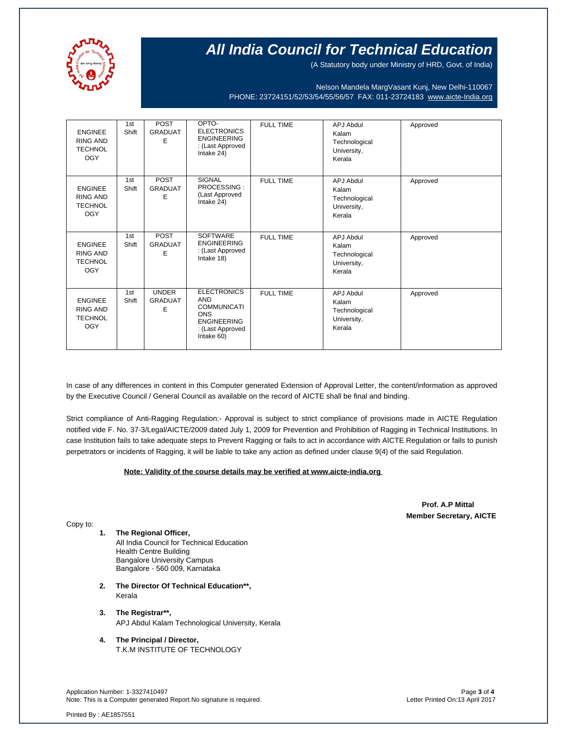| ENGINEERING AND TECHNOLOGY | 1st Shift | POST GRADUATE | OPTO-ELECTRONICS ENGINEERING : (Last Approved Intake 24) | FULL TIME | APJ Abdul Kalam Technological University, Kerala | Approved |
|---|---|---|---|---|---|---|
| ENGINEERING AND TECHNOLOGY | 1st Shift | POST GRADUATE | SIGNAL PROCESSING : (Last Approved Intake 24) | FULL TIME | APJ Abdul Kalam Technological University, Kerala | Approved |
| ENGINEERING AND TECHNOLOGY | 1st Shift | POST GRADUATE | SOFTWARE ENGINEERING : (Last Approved Intake 18) | FULL TIME | APJ Abdul Kalam Technological University, Kerala | Approved |
| ENGINEERING AND TECHNOLOGY | 1st Shift | UNDER GRADUATE | ELECTRONICS AND COMMUNICATIONS ENGINEERING : (Last Approved Intake 60) | FULL TIME | APJ Abdul Kalam Technological University, Kerala | Approved |

In case of any differences in content in this Computer generated Extension of Approval Letter, the content/information as approved by the Executive Council / General Council as available on the record of AICTE shall be final and binding.

Strict compliance of Anti-Ragging Regulation:- Approval is subject to strict compliance of provisions made in AICTE Regulation notified vide F. No. 37-3/Legal/AICTE/2009 dated July 1, 2009 for Prevention and Prohibition of Ragging in Technical Institutions. In case Institution fails to take adequate steps to Prevent Ragging or fails to act in accordance with AICTE Regulation or fails to punish perpetrators or incidents of Ragging, it will be liable to take any action as defined under clause 9(4) of the said Regulation.

**Note: Validity of the course details may be verified at www.aicte-india.org**

**Prof. A.P Mittal**
**Member Secretary, AICTE**

Copy to:

1. **The Regional Officer,**
   All India Council for Technical Education
   Health Centre Building
   Bangalore University Campus
   Bangalore - 560 009, Karnataka

2. **The Director Of Technical Education\*\*,**
   Kerala

3. **The Registrar\*\*,**
   APJ Abdul Kalam Technological University, Kerala

4. **The Principal / Director,**
   T.K.M INSTITUTE OF TECHNOLOGY

Application Number: 1-3327410497
Note: This is a Computer generated Report.No signature is required.

Letter Printed On:13 April 2017

Printed By : AE1857551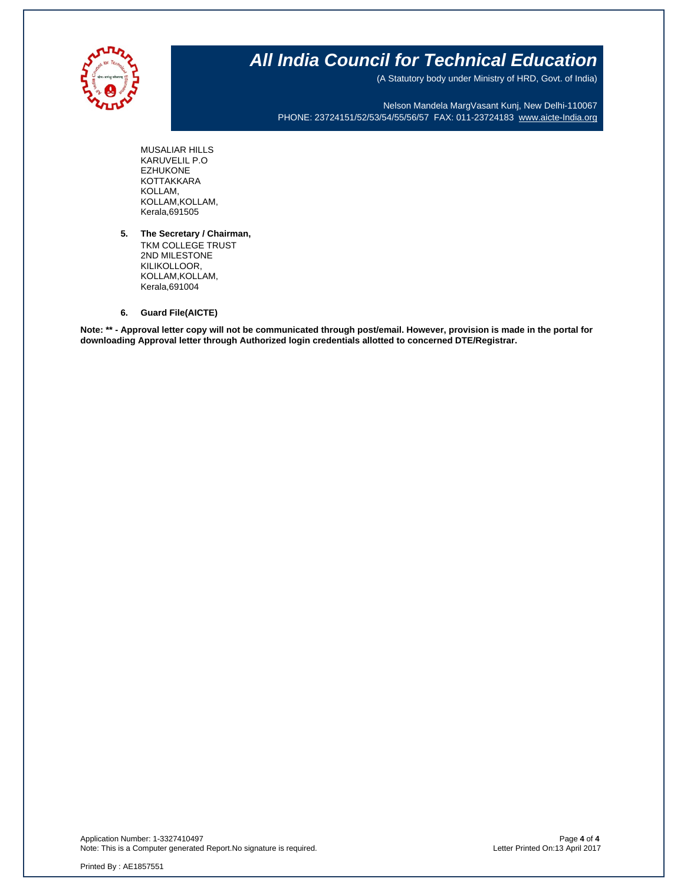MUSALIAR HILLS
KARUVELIL P.O
EZHUKONE
KOTTAKKARA
KOLLAM,
KOLLAM,KOLLAM,
Kerala,691505

5. **The Secretary / Chairman,**
   TKM COLLEGE TRUST
   2ND MILESTONE
   KILIKOLLOOR,
   KOLLAM,KOLLAM,
   Kerala,691004

6. **Guard File(AICTE)**

**Note: ** - Approval letter copy will not be communicated through post/email. However, provision is made in the portal for downloading Approval letter through Authorized login credentials allotted to concerned DTE/Registrar.**